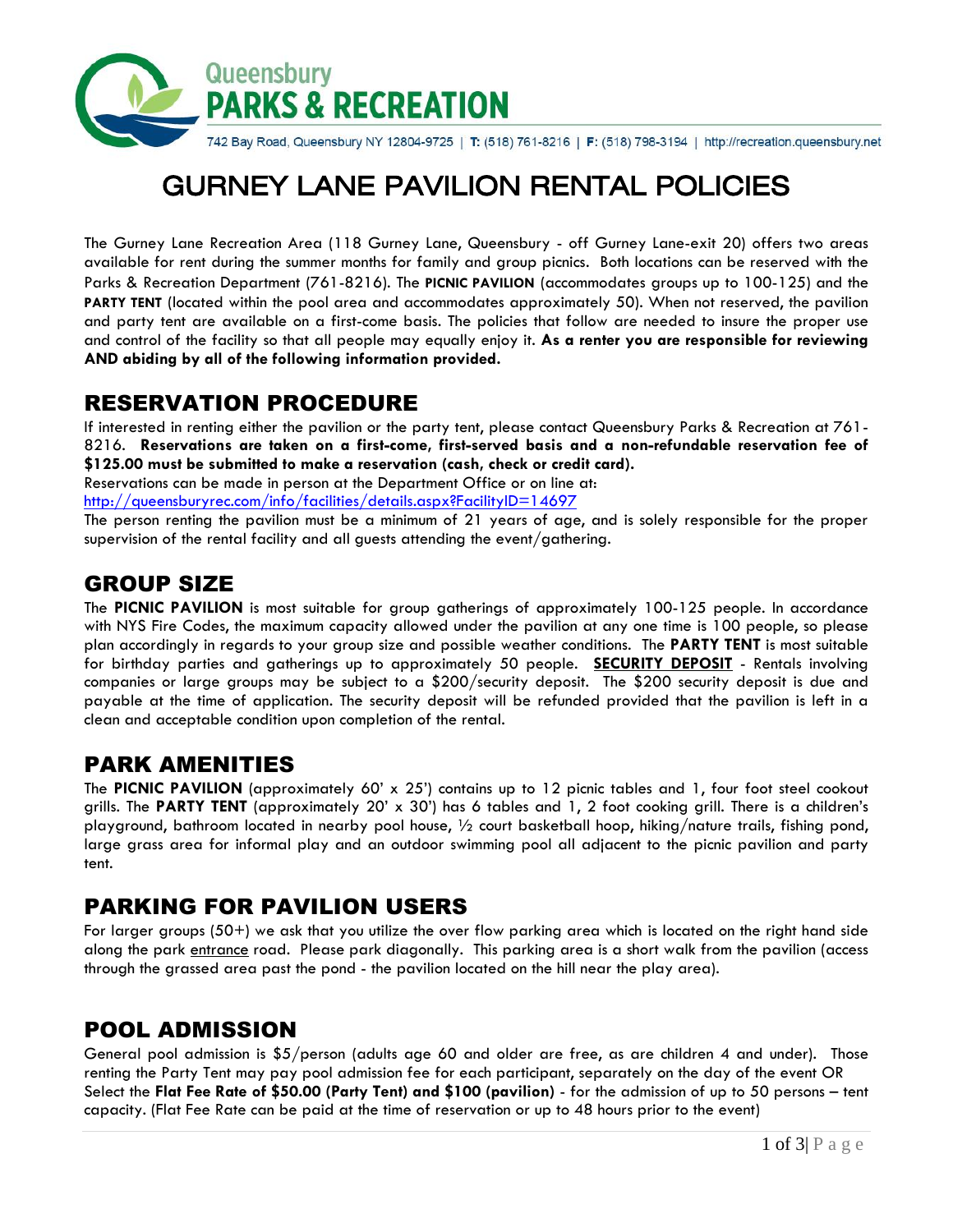Queensbury
**PARKS & RECREATION**

742 Bay Road, Queensbury NY 12804-9725 | **T:** (518) 761-8216 | **F:** (518) 798-3194 | http://recreation.queensbury.net

# GURNEY LANE PAVILION RENTAL POLICIES

The Gurney Lane Recreation Area (118 Gurney Lane, Queensbury - off Gurney Lane-exit 20) offers two areas available for rent during the summer months for family and group picnics. Both locations can be reserved with the Parks & Recreation Department (761-8216). The **PICNIC PAVILION** (accommodates groups up to 100-125) and the **PARTY TENT** (located within the pool area and accommodates approximately 50). When not reserved, the pavilion and party tent are available on a first-come basis. The policies that follow are needed to insure the proper use and control of the facility so that all people may equally enjoy it. **As a renter you are responsible for reviewing AND abiding by all of the following information provided.**

## RESERVATION PROCEDURE

If interested in renting either the pavilion or the party tent, please contact Queensbury Parks & Recreation at 761-8216. **Reservations are taken on a first-come, first-served basis and a non-refundable reservation fee of $125.00 must be submitted to make a reservation (cash, check or credit card).**
Reservations can be made in person at the Department Office or on line at:
http://queensburyrec.com/info/facilities/details.aspx?FacilityID=14697
The person renting the pavilion must be a minimum of 21 years of age, and is solely responsible for the proper supervision of the rental facility and all guests attending the event/gathering.

## GROUP SIZE

The **PICNIC PAVILION** is most suitable for group gatherings of approximately 100-125 people. In accordance with NYS Fire Codes, the maximum capacity allowed under the pavilion at any one time is 100 people, so please plan accordingly in regards to your group size and possible weather conditions. The **PARTY TENT** is most suitable for birthday parties and gatherings up to approximately 50 people. **SECURITY DEPOSIT** - Rentals involving companies or large groups may be subject to a $200/security deposit. The $200 security deposit is due and payable at the time of application. The security deposit will be refunded provided that the pavilion is left in a clean and acceptable condition upon completion of the rental.

## PARK AMENITIES

The **PICNIC PAVILION** (approximately 60' x 25') contains up to 12 picnic tables and 1, four foot steel cookout grills. The **PARTY TENT** (approximately 20' x 30') has 6 tables and 1, 2 foot cooking grill. There is a children's playground, bathroom located in nearby pool house, ½ court basketball hoop, hiking/nature trails, fishing pond, large grass area for informal play and an outdoor swimming pool all adjacent to the picnic pavilion and party tent.

## PARKING FOR PAVILION USERS

For larger groups (50+) we ask that you utilize the over flow parking area which is located on the right hand side along the park entrance road. Please park diagonally. This parking area is a short walk from the pavilion (access through the grassed area past the pond - the pavilion located on the hill near the play area).

## POOL ADMISSION

General pool admission is $5/person (adults age 60 and older are free, as are children 4 and under). Those renting the Party Tent may pay pool admission fee for each participant, separately on the day of the event OR Select the **Flat Fee Rate of $50.00 (Party Tent) and $100 (pavilion)** - for the admission of up to 50 persons – tent capacity. (Flat Fee Rate can be paid at the time of reservation or up to 48 hours prior to the event)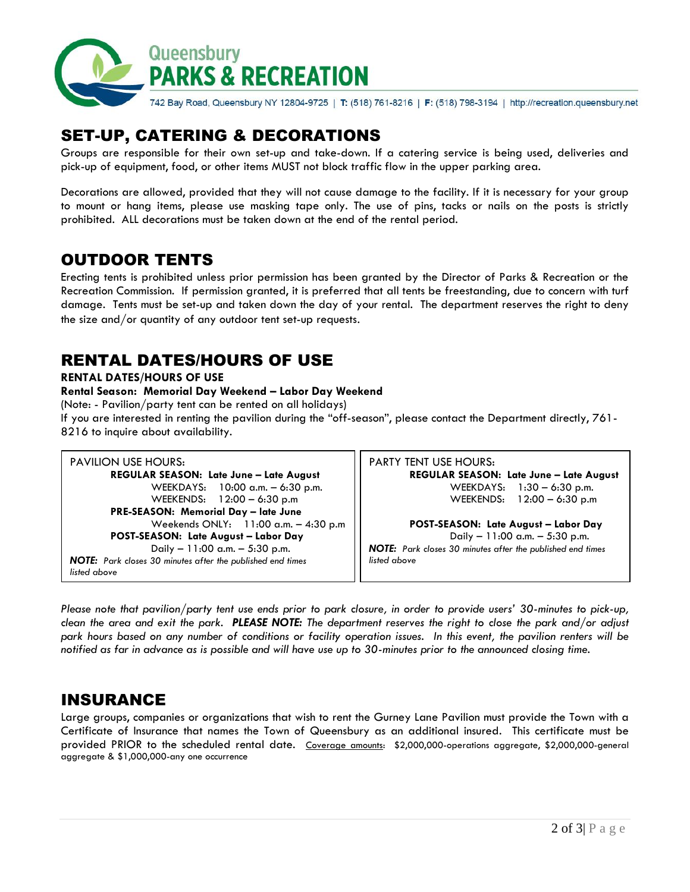## SET-UP, CATERING & DECORATIONS

Groups are responsible for their own set-up and take-down. If a catering service is being used, deliveries and pick-up of equipment, food, or other items MUST not block traffic flow in the upper parking area.

Decorations are allowed, provided that they will not cause damage to the facility. If it is necessary for your group to mount or hang items, please use masking tape only. The use of pins, tacks or nails on the posts is strictly prohibited. ALL decorations must be taken down at the end of the rental period.

## OUTDOOR TENTS

Erecting tents is prohibited unless prior permission has been granted by the Director of Parks & Recreation or the Recreation Commission. If permission granted, it is preferred that all tents be freestanding, due to concern with turf damage. Tents must be set-up and taken down the day of your rental. The department reserves the right to deny the size and/or quantity of any outdoor tent set-up requests.

## RENTAL DATES/HOURS OF USE

**RENTAL DATES/HOURS OF USE**

**Rental Season: Memorial Day Weekend – Labor Day Weekend**

(Note: - Pavilion/party tent can be rented on all holidays)

If you are interested in renting the pavilion during the "off-season", please contact the Department directly, 761-8216 to inquire about availability.

PAVILION USE HOURS:

**REGULAR SEASON: Late June – Late August**
WEEKDAYS: 10:00 a.m. – 6:30 p.m.
WEEKENDS: 12:00 – 6:30 p.m

**PRE-SEASON: Memorial Day – late June**
Weekends ONLY: 11:00 a.m. – 4:30 p.m

**POST-SEASON: Late August – Labor Day**
Daily – 11:00 a.m. – 5:30 p.m.

***NOTE:*** *Park closes 30 minutes after the published end times listed above*

PARTY TENT USE HOURS:

**REGULAR SEASON: Late June – Late August**
WEEKDAYS: 1:30 – 6:30 p.m.
WEEKENDS: 12:00 – 6:30 p.m

**POST-SEASON: Late August – Labor Day**
Daily – 11:00 a.m. – 5:30 p.m.

***NOTE:*** *Park closes 30 minutes after the published end times listed above*

*Please note that pavilion/party tent use ends prior to park closure, in order to provide users' 30-minutes to pick-up, clean the area and exit the park.* ***PLEASE NOTE:*** *The department reserves the right to close the park and/or adjust park hours based on any number of conditions or facility operation issues. In this event, the pavilion renters will be notified as far in advance as is possible and will have use up to 30-minutes prior to the announced closing time.*

## INSURANCE

Large groups, companies or organizations that wish to rent the Gurney Lane Pavilion must provide the Town with a Certificate of Insurance that names the Town of Queensbury as an additional insured. This certificate must be provided PRIOR to the scheduled rental date. Coverage amounts: $2,000,000-operations aggregate, $2,000,000-general aggregate & $1,000,000-any one occurrence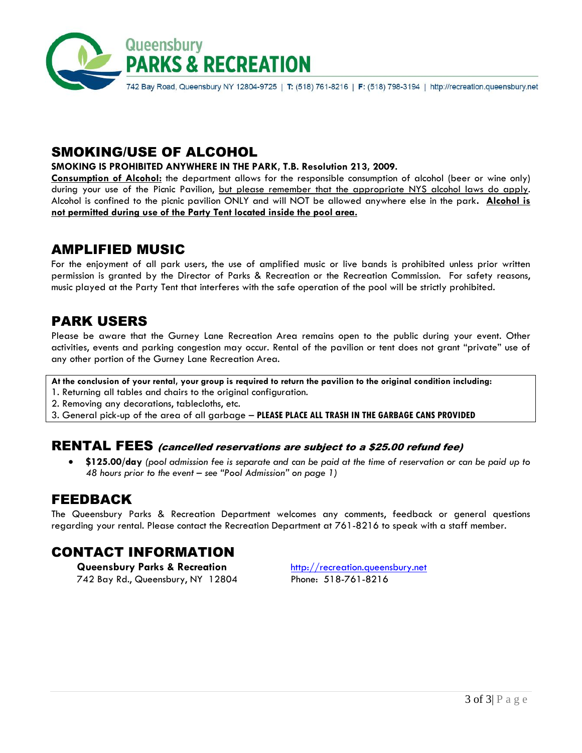Queensbury
**PARKS & RECREATION**

742 Bay Road, Queensbury NY 12804-9725 | **T:** (518) 761-8216 | **F:** (518) 798-3194 | http://recreation.queensbury.net

## SMOKING/USE OF ALCOHOL

**SMOKING IS PROHIBITED ANYWHERE IN THE PARK, T.B. Resolution 213, 2009.**

**Consumption of Alcohol:** the department allows for the responsible consumption of alcohol (beer or wine only) during your use of the Picnic Pavilion, but please remember that the appropriate NYS alcohol laws do apply. Alcohol is confined to the picnic pavilion ONLY and will NOT be allowed anywhere else in the park. **Alcohol is not permitted during use of the Party Tent located inside the pool area.**

## AMPLIFIED MUSIC

For the enjoyment of all park users, the use of amplified music or live bands is prohibited unless prior written permission is granted by the Director of Parks & Recreation or the Recreation Commission. For safety reasons, music played at the Party Tent that interferes with the safe operation of the pool will be strictly prohibited.

## PARK USERS

Please be aware that the Gurney Lane Recreation Area remains open to the public during your event. Other activities, events and parking congestion may occur. Rental of the pavilion or tent does not grant "private" use of any other portion of the Gurney Lane Recreation Area.

**At the conclusion of your rental, your group is required to return the pavilion to the original condition including:**

1. Returning all tables and chairs to the original configuration.
2. Removing any decorations, tablecloths, etc.
3. General pick-up of the area of all garbage – **PLEASE PLACE ALL TRASH IN THE GARBAGE CANS PROVIDED**

## RENTAL FEES *(cancelled reservations are subject to a $25.00 refund fee)*

- **$125.00/day** *(pool admission fee is separate and can be paid at the time of reservation or can be paid up to 48 hours prior to the event – see "Pool Admission" on page 1)*

## FEEDBACK

The Queensbury Parks & Recreation Department welcomes any comments, feedback or general questions regarding your rental. Please contact the Recreation Department at 761-8216 to speak with a staff member.

## CONTACT INFORMATION

**Queensbury Parks & Recreation**
742 Bay Rd., Queensbury, NY 12804

http://recreation.queensbury.net
Phone: 518-761-8216